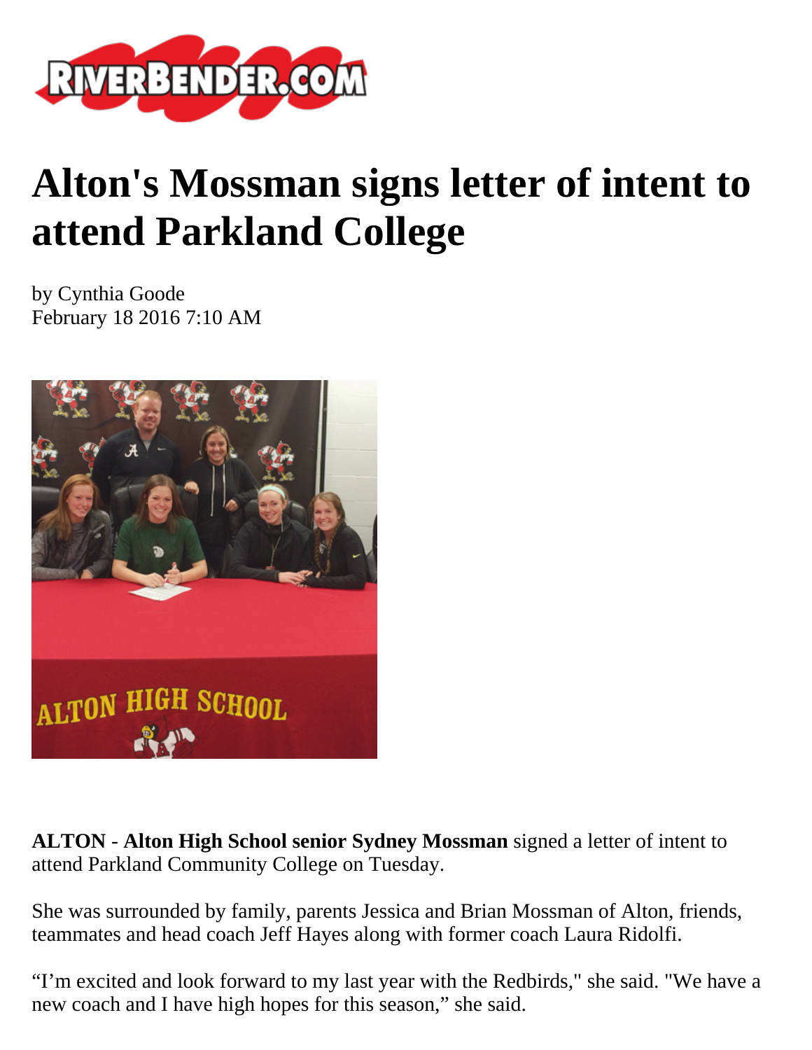# Alton's Mossman signs letter of intent to attend Parkland College

by Cynthia Goode
February 18 2016 7:10 AM

**ALTON** - **Alton High School senior Sydney Mossman** signed a letter of intent to attend Parkland Community College on Tuesday.

She was surrounded by family, parents Jessica and Brian Mossman of Alton, friends, teammates and head coach Jeff Hayes along with former coach Laura Ridolfi.

“I’m excited and look forward to my last year with the Redbirds," she said. "We have a new coach and I have high hopes for this season,” she said.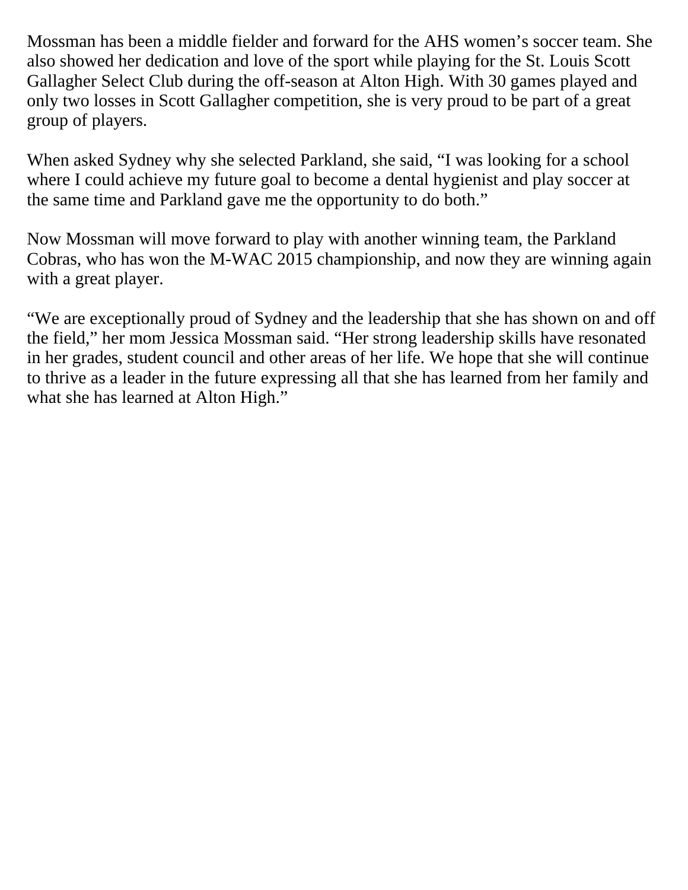Mossman has been a middle fielder and forward for the AHS women’s soccer team. She also showed her dedication and love of the sport while playing for the St. Louis Scott Gallagher Select Club during the off-season at Alton High. With 30 games played and only two losses in Scott Gallagher competition, she is very proud to be part of a great group of players.

When asked Sydney why she selected Parkland, she said, “I was looking for a school where I could achieve my future goal to become a dental hygienist and play soccer at the same time and Parkland gave me the opportunity to do both.”

Now Mossman will move forward to play with another winning team, the Parkland Cobras, who has won the M-WAC 2015 championship, and now they are winning again with a great player.

“We are exceptionally proud of Sydney and the leadership that she has shown on and off the field,” her mom Jessica Mossman said. “Her strong leadership skills have resonated in her grades, student council and other areas of her life. We hope that she will continue to thrive as a leader in the future expressing all that she has learned from her family and what she has learned at Alton High.”